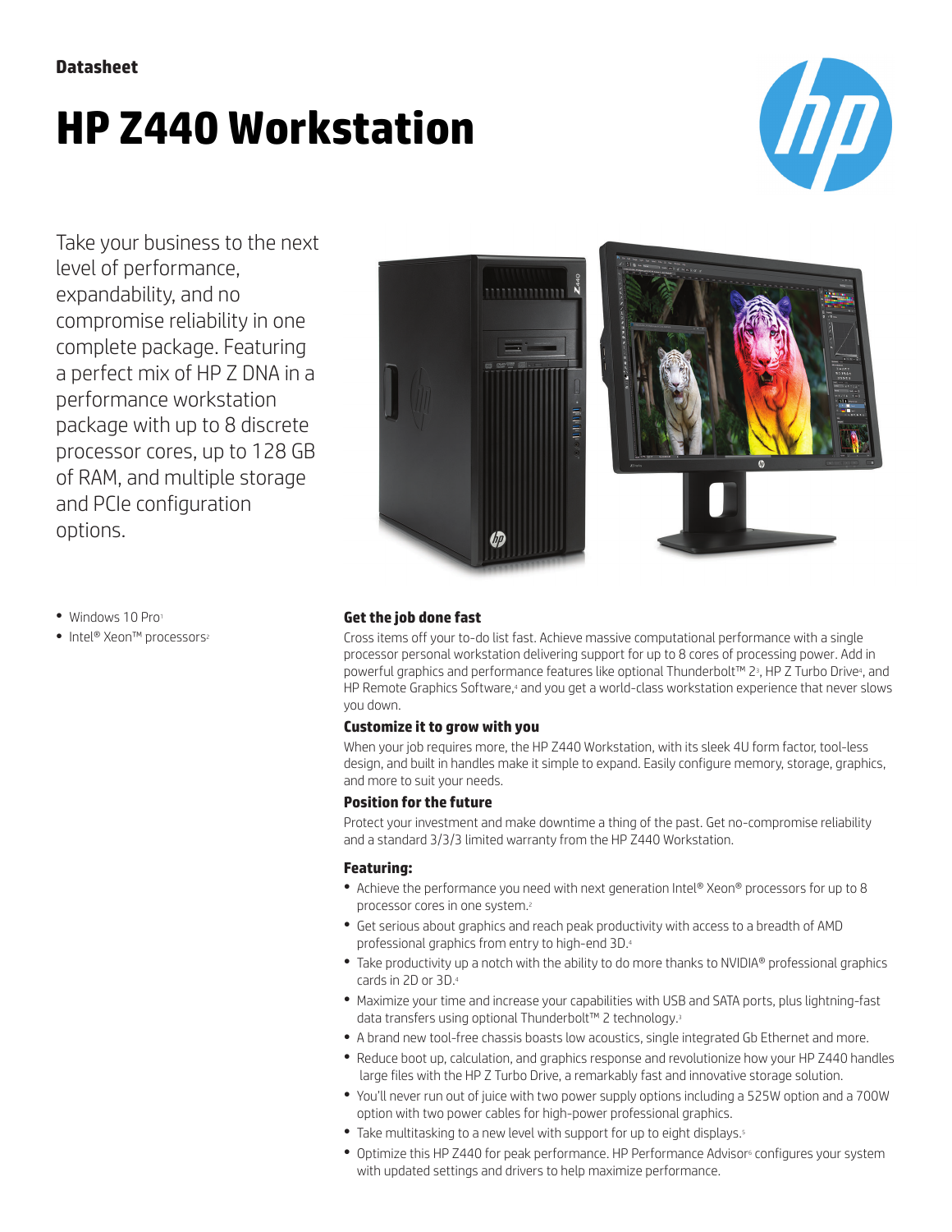Datasheet

# HP Z440 Workstation

Take your business to the next level of performance, expandability, and no compromise reliability in one complete package. Featuring a perfect mix of HP Z DNA in a performance workstation package with up to 8 discrete processor cores, up to 128 GB of RAM, and multiple storage and PCIe configuration options.

- Windows 10 Pro[1]
- Intel® Xeon™ processors[2]

### Get the job done fast

Cross items off your to-do list fast. Achieve massive computational performance with a single processor personal workstation delivering support for up to 8 cores of processing power. Add in powerful graphics and performance features like optional Thunderbolt™ 2[3], HP Z Turbo Drive[4], and HP Remote Graphics Software,[4] and you get a world-class workstation experience that never slows you down.

### Customize it to grow with you

When your job requires more, the HP Z440 Workstation, with its sleek 4U form factor, tool-less design, and built in handles make it simple to expand. Easily configure memory, storage, graphics, and more to suit your needs.

### Position for the future

Protect your investment and make downtime a thing of the past. Get no-compromise reliability and a standard 3/3/3 limited warranty from the HP Z440 Workstation.

### Featuring:

- Achieve the performance you need with next generation Intel® Xeon® processors for up to 8 processor cores in one system.[2]
- Get serious about graphics and reach peak productivity with access to a breadth of AMD professional graphics from entry to high-end 3D.[4]
- Take productivity up a notch with the ability to do more thanks to NVIDIA® professional graphics cards in 2D or 3D.[4]
- Maximize your time and increase your capabilities with USB and SATA ports, plus lightning-fast data transfers using optional Thunderbolt™ 2 technology.[3]
- A brand new tool-free chassis boasts low acoustics, single integrated Gb Ethernet and more.
- Reduce boot up, calculation, and graphics response and revolutionize how your HP Z440 handles large files with the HP Z Turbo Drive, a remarkably fast and innovative storage solution.
- You'll never run out of juice with two power supply options including a 525W option and a 700W option with two power cables for high-power professional graphics.
- Take multitasking to a new level with support for up to eight displays.[5]
- Optimize this HP Z440 for peak performance. HP Performance Advisor[6] configures your system with updated settings and drivers to help maximize performance.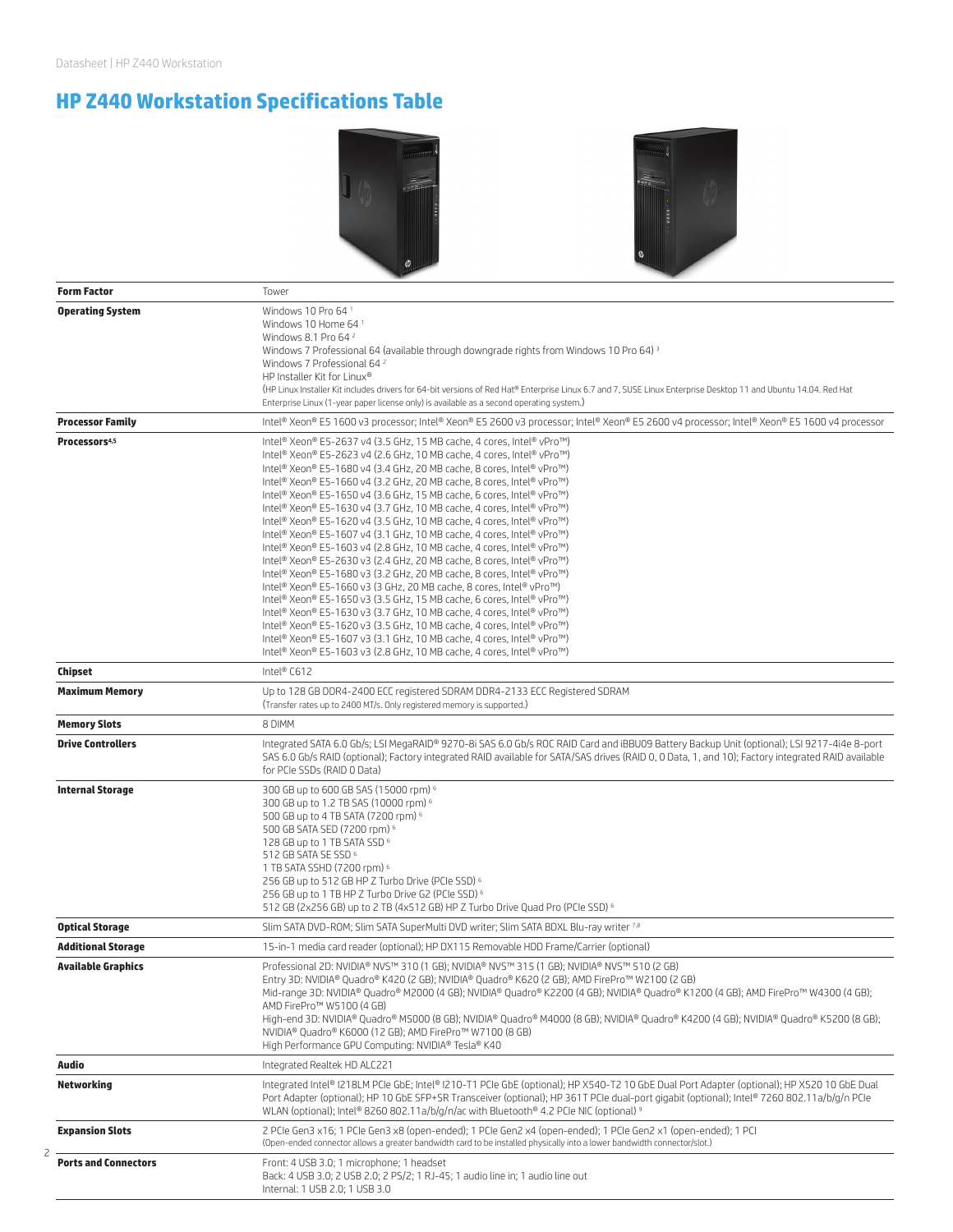# HP Z440 Workstation Specifications Table

| | |
|---|---|
| **Form Factor** | Tower |
| **Operating System** | Windows 10 Pro 64 [1]<br>Windows 10 Home 64 [1]<br>Windows 8.1 Pro 64 [2]<br>Windows 7 Professional 64 (available through downgrade rights from Windows 10 Pro 64) [3]<br>Windows 7 Professional 64 [2]<br>HP Installer Kit for Linux®<br>(HP Linux Installer Kit includes drivers for 64-bit versions of Red Hat® Enterprise Linux 6.7 and 7, SUSE Linux Enterprise Desktop 11 and Ubuntu 14.04. Red Hat Enterprise Linux (1-year paper license only) is available as a second operating system.) |
| **Processor Family** | Intel® Xeon® E5 1600 v3 processor; Intel® Xeon® E5 2600 v3 processor; Intel® Xeon® E5 2600 v4 processor; Intel® Xeon® E5 1600 v4 processor |
| **Processors**[4,5] | Intel® Xeon® E5-2637 v4 (3.5 GHz, 15 MB cache, 4 cores, Intel® vPro™)<br>Intel® Xeon® E5-2623 v4 (2.6 GHz, 10 MB cache, 4 cores, Intel® vPro™)<br>Intel® Xeon® E5-1680 v4 (3.4 GHz, 20 MB cache, 8 cores, Intel® vPro™)<br>Intel® Xeon® E5-1660 v4 (3.2 GHz, 20 MB cache, 8 cores, Intel® vPro™)<br>Intel® Xeon® E5-1650 v4 (3.6 GHz, 15 MB cache, 6 cores, Intel® vPro™)<br>Intel® Xeon® E5-1630 v4 (3.7 GHz, 10 MB cache, 4 cores, Intel® vPro™)<br>Intel® Xeon® E5-1620 v4 (3.5 GHz, 10 MB cache, 4 cores, Intel® vPro™)<br>Intel® Xeon® E5-1607 v4 (3.1 GHz, 10 MB cache, 4 cores, Intel® vPro™)<br>Intel® Xeon® E5-1603 v4 (2.8 GHz, 10 MB cache, 4 cores, Intel® vPro™)<br>Intel® Xeon® E5-2630 v3 (2.4 GHz, 20 MB cache, 8 cores, Intel® vPro™)<br>Intel® Xeon® E5-1680 v3 (3.2 GHz, 20 MB cache, 8 cores, Intel® vPro™)<br>Intel® Xeon® E5-1660 v3 (3 GHz, 20 MB cache, 8 cores, Intel® vPro™)<br>Intel® Xeon® E5-1650 v3 (3.5 GHz, 15 MB cache, 6 cores, Intel® vPro™)<br>Intel® Xeon® E5-1630 v3 (3.7 GHz, 10 MB cache, 4 cores, Intel® vPro™)<br>Intel® Xeon® E5-1620 v3 (3.5 GHz, 10 MB cache, 4 cores, Intel® vPro™)<br>Intel® Xeon® E5-1607 v3 (3.1 GHz, 10 MB cache, 4 cores, Intel® vPro™)<br>Intel® Xeon® E5-1603 v3 (2.8 GHz, 10 MB cache, 4 cores, Intel® vPro™) |
| **Chipset** | Intel® C612 |
| **Maximum Memory** | Up to 128 GB DDR4-2400 ECC registered SDRAM DDR4-2133 ECC Registered SDRAM<br>(Transfer rates up to 2400 MT/s. Only registered memory is supported.) |
| **Memory Slots** | 8 DIMM |
| **Drive Controllers** | Integrated SATA 6.0 Gb/s; LSI MegaRAID® 9270-8i SAS 6.0 Gb/s ROC RAID Card and iBBU09 Battery Backup Unit (optional); LSI 9217-4i4e 8-port SAS 6.0 Gb/s RAID (optional); Factory integrated RAID available for SATA/SAS drives (RAID 0, 0 Data, 1, and 10); Factory integrated RAID available for PCIe SSDs (RAID 0 Data) |
| **Internal Storage** | 300 GB up to 600 GB SAS (15000 rpm) [6]<br>300 GB up to 1.2 TB SAS (10000 rpm) [6]<br>500 GB up to 4 TB SATA (7200 rpm) [6]<br>500 GB SATA SED (7200 rpm) [6]<br>128 GB up to 1 TB SATA SSD [6]<br>512 GB SATA SE SSD [6]<br>1 TB SATA SSHD (7200 rpm) [6]<br>256 GB up to 512 GB HP Z Turbo Drive (PCIe SSD) [6]<br>256 GB up to 1 TB HP Z Turbo Drive G2 (PCIe SSD) [6]<br>512 GB (2x256 GB) up to 2 TB (4x512 GB) HP Z Turbo Drive Quad Pro (PCIe SSD) [6] |
| **Optical Storage** | Slim SATA DVD-ROM; Slim SATA SuperMulti DVD writer; Slim SATA BDXL Blu-ray writer [7,8] |
| **Additional Storage** | 15-in-1 media card reader (optional); HP DX115 Removable HDD Frame/Carrier (optional) |
| **Available Graphics** | Professional 2D: NVIDIA® NVS™ 310 (1 GB); NVIDIA® NVS™ 315 (1 GB); NVIDIA® NVS™ 510 (2 GB)<br>Entry 3D: NVIDIA® Quadro® K420 (2 GB); NVIDIA® Quadro® K620 (2 GB); AMD FirePro™ W2100 (2 GB)<br>Mid-range 3D: NVIDIA® Quadro® M2000 (4 GB); NVIDIA® Quadro® K2200 (4 GB); NVIDIA® Quadro® K1200 (4 GB); AMD FirePro™ W4300 (4 GB); AMD FirePro™ W5100 (4 GB)<br>High-end 3D: NVIDIA® Quadro® M5000 (8 GB); NVIDIA® Quadro® M4000 (8 GB); NVIDIA® Quadro® K4200 (4 GB); NVIDIA® Quadro® K5200 (8 GB); NVIDIA® Quadro® K6000 (12 GB); AMD FirePro™ W7100 (8 GB)<br>High Performance GPU Computing: NVIDIA® Tesla® K40 |
| **Audio** | Integrated Realtek HD ALC221 |
| **Networking** | Integrated Intel® I218LM PCIe GbE; Intel® I210-T1 PCIe GbE (optional); HP X540-T2 10 GbE Dual Port Adapter (optional); HP X520 10 GbE Dual Port Adapter (optional); HP 10 GbE SFP+SR Transceiver (optional); HP 361T PCIe dual-port gigabit (optional); Intel® 7260 802.11a/b/g/n PCIe WLAN (optional); Intel® 8260 802.11a/b/g/n/ac with Bluetooth® 4.2 PCIe NIC (optional) [9] |
| **Expansion Slots** | 2 PCIe Gen3 x16; 1 PCIe Gen3 x8 (open-ended); 1 PCIe Gen2 x4 (open-ended); 1 PCIe Gen2 x1 (open-ended); 1 PCI<br>(Open-ended connector allows a greater bandwidth card to be installed physically into a lower bandwidth connector/slot.) |
| **Ports and Connectors** | Front: 4 USB 3.0; 1 microphone; 1 headset<br>Back: 4 USB 3.0; 2 USB 2.0; 2 PS/2; 1 RJ-45; 1 audio line in; 1 audio line out<br>Internal: 1 USB 2.0; 1 USB 3.0 |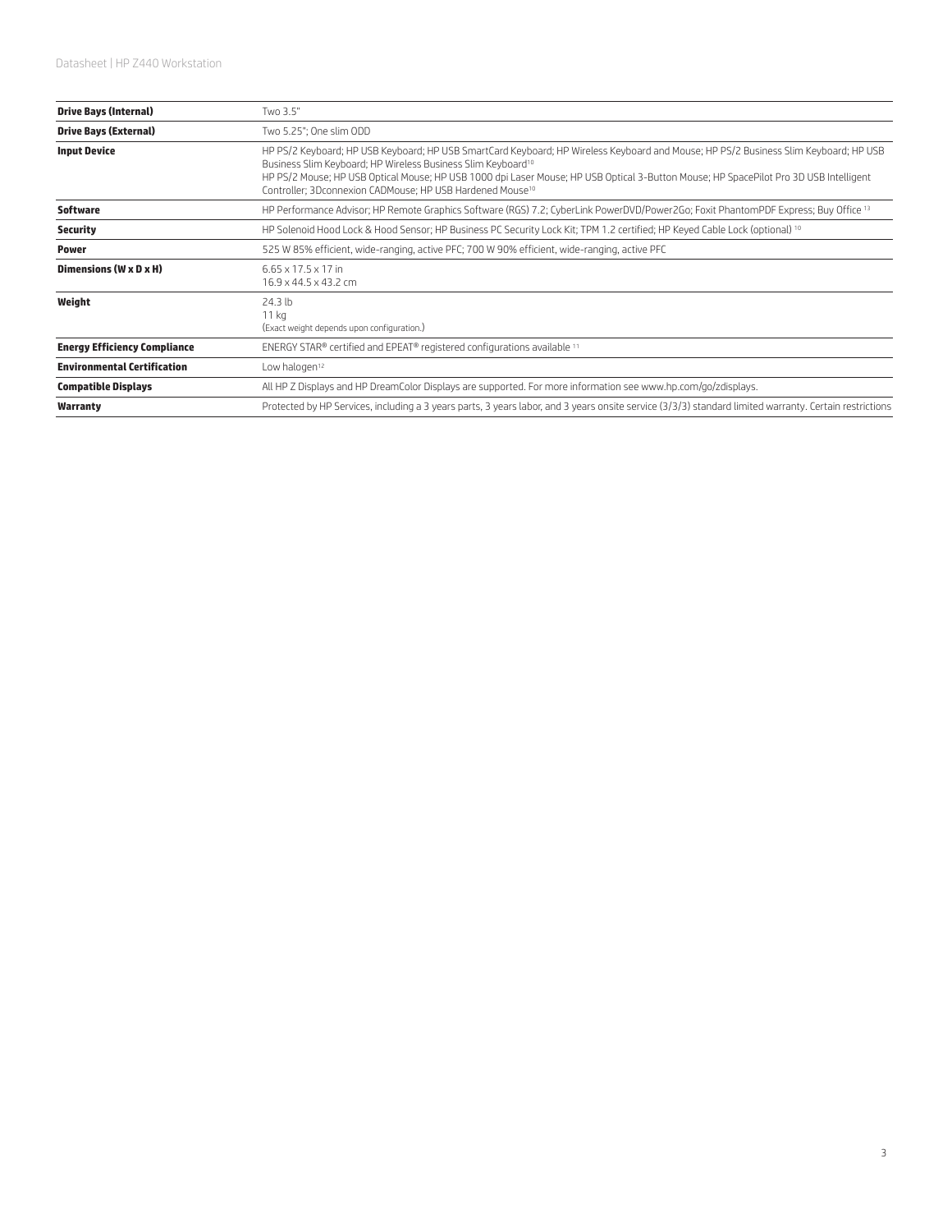| | |
|---|---|
| **Drive Bays (Internal)** | Two 3.5" |
| **Drive Bays (External)** | Two 5.25"; One slim ODD |
| **Input Device** | HP PS/2 Keyboard; HP USB Keyboard; HP USB SmartCard Keyboard; HP Wireless Keyboard and Mouse; HP PS/2 Business Slim Keyboard; HP USB Business Slim Keyboard; HP Wireless Business Slim Keyboard[10]<br>HP PS/2 Mouse; HP USB Optical Mouse; HP USB 1000 dpi Laser Mouse; HP USB Optical 3-Button Mouse; HP SpacePilot Pro 3D USB Intelligent Controller; 3Dconnexion CADMouse; HP USB Hardened Mouse[10] |
| **Software** | HP Performance Advisor; HP Remote Graphics Software (RGS) 7.2; CyberLink PowerDVD/Power2Go; Foxit PhantomPDF Express; Buy Office [13] |
| **Security** | HP Solenoid Hood Lock & Hood Sensor; HP Business PC Security Lock Kit; TPM 1.2 certified; HP Keyed Cable Lock (optional) [10] |
| **Power** | 525 W 85% efficient, wide-ranging, active PFC; 700 W 90% efficient, wide-ranging, active PFC |
| **Dimensions (W x D x H)** | 6.65 x 17.5 x 17 in<br>16.9 x 44.5 x 43.2 cm |
| **Weight** | 24.3 lb<br>11 kg<br>(Exact weight depends upon configuration.) |
| **Energy Efficiency Compliance** | ENERGY STAR® certified and EPEAT® registered configurations available [11] |
| **Environmental Certification** | Low halogen[12] |
| **Compatible Displays** | All HP Z Displays and HP DreamColor Displays are supported. For more information see www.hp.com/go/zdisplays. |
| **Warranty** | Protected by HP Services, including a 3 years parts, 3 years labor, and 3 years onsite service (3/3/3) standard limited warranty. Certain restrictions |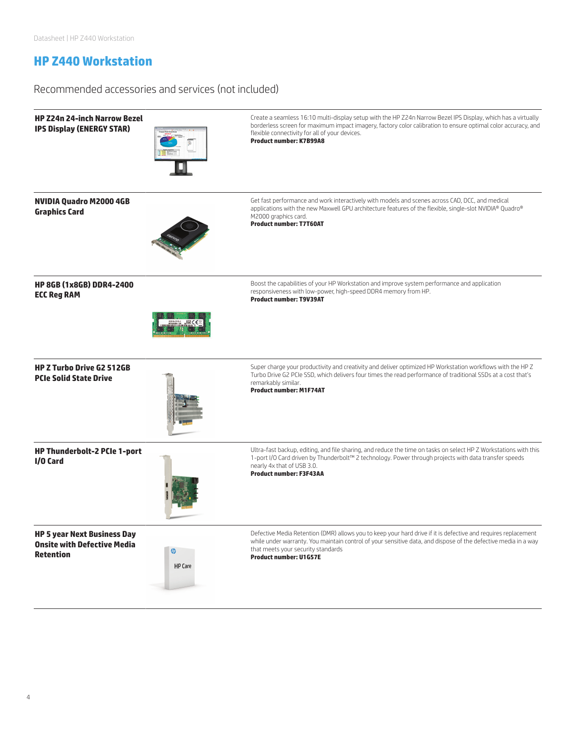# HP Z440 Workstation

## Recommended accessories and services (not included)

**HP Z24n 24-inch Narrow Bezel IPS Display (ENERGY STAR)**

Create a seamless 16:10 multi-display setup with the HP Z24n Narrow Bezel IPS Display, which has a virtually borderless screen for maximum impact imagery, factory color calibration to ensure optimal color accuracy, and flexible connectivity for all of your devices.
**Product number: K7B99A8**

**NVIDIA Quadro M2000 4GB Graphics Card**

Get fast performance and work interactively with models and scenes across CAD, DCC, and medical applications with the new Maxwell GPU architecture features of the flexible, single-slot NVIDIA® Quadro® M2000 graphics card.
**Product number: T7T60AT**

**HP 8GB (1x8GB) DDR4-2400 ECC Reg RAM**

Boost the capabilities of your HP Workstation and improve system performance and application responsiveness with low-power, high-speed DDR4 memory from HP.
**Product number: T9V39AT**

**HP Z Turbo Drive G2 512GB PCIe Solid State Drive**

Super charge your productivity and creativity and deliver optimized HP Workstation workflows with the HP Z Turbo Drive G2 PCIe SSD, which delivers four times the read performance of traditional SSDs at a cost that's remarkably similar.
**Product number: M1F74AT**

**HP Thunderbolt-2 PCIe 1-port I/O Card**

Ultra-fast backup, editing, and file sharing, and reduce the time on tasks on select HP Z Workstations with this 1-port I/O Card driven by Thunderbolt™ 2 technology. Power through projects with data transfer speeds nearly 4x that of USB 3.0.
**Product number: F3F43AA**

**HP 5 year Next Business Day Onsite with Defective Media Retention**

Defective Media Retention (DMR) allows you to keep your hard drive if it is defective and requires replacement while under warranty. You maintain control of your sensitive data, and dispose of the defective media in a way that meets your security standards
**Product number: U1G57E**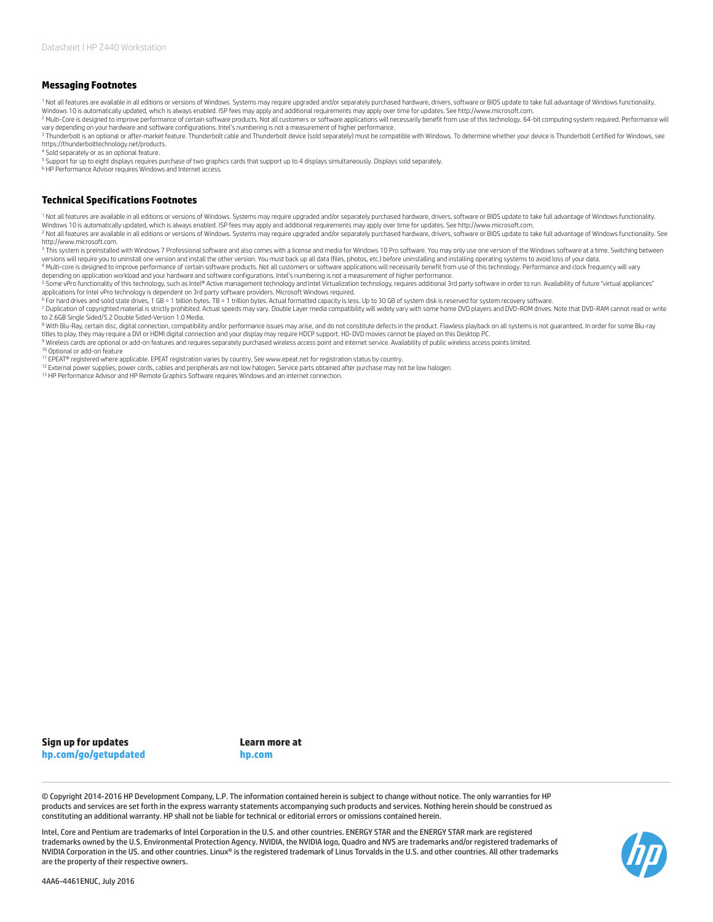## Messaging Footnotes

[1] Not all features are available in all editions or versions of Windows. Systems may require upgraded and/or separately purchased hardware, drivers, software or BIOS update to take full advantage of Windows functionality. Windows 10 is automatically updated, which is always enabled. ISP fees may apply and additional requirements may apply over time for updates. See http://www.microsoft.com.

[2] Multi-Core is designed to improve performance of certain software products. Not all customers or software applications will necessarily benefit from use of this technology. 64-bit computing system required. Performance will vary depending on your hardware and software configurations. Intel's numbering is not a measurement of higher performance.

[3] Thunderbolt is an optional or after-market feature. Thunderbolt cable and Thunderbolt device (sold separately) must be compatible with Windows. To determine whether your device is Thunderbolt Certified for Windows, see https://thunderbolttechnology.net/products.

[4] Sold separately or as an optional feature.

[5] Support for up to eight displays requires purchase of two graphics cards that support up to 4 displays simultaneously. Displays sold separately.

[6] HP Performance Advisor requires Windows and Internet access.

## Technical Specifications Footnotes

[1] Not all features are available in all editions or versions of Windows. Systems may require upgraded and/or separately purchased hardware, drivers, software or BIOS update to take full advantage of Windows functionality. Windows 10 is automatically updated, which is always enabled. ISP fees may apply and additional requirements may apply over time for updates. See http://www.microsoft.com.

[2] Not all features are available in all editions or versions of Windows. Systems may require upgraded and/or separately purchased hardware, drivers, software or BIOS update to take full advantage of Windows functionality. See http://www.microsoft.com.

[3] This system is preinstalled with Windows 7 Professional software and also comes with a license and media for Windows 10 Pro software. You may only use one version of the Windows software at a time. Switching between versions will require you to uninstall one version and install the other version. You must back up all data (files, photos, etc.) before uninstalling and installing operating systems to avoid loss of your data.

[4] Multi-core is designed to improve performance of certain software products. Not all customers or software applications will necessarily benefit from use of this technology. Performance and clock frequency will vary depending on application workload and your hardware and software configurations. Intel's numbering is not a measurement of higher performance.

[5] Some vPro functionality of this technology, such as Intel® Active management technology and Intel Virtualization technology, requires additional 3rd party software in order to run. Availability of future "virtual appliances" applications for Intel vPro technology is dependent on 3rd party software providers. Microsoft Windows required.

[6] For hard drives and solid state drives, 1 GB = 1 billion bytes. TB = 1 trillion bytes. Actual formatted capacity is less. Up to 30 GB of system disk is reserved for system recovery software.

[7] Duplication of copyrighted material is strictly prohibited. Actual speeds may vary. Double Layer media compatibility will widely vary with some home DVD players and DVD-ROM drives. Note that DVD-RAM cannot read or write to 2.6GB Single Sided/5.2 Double Sided-Version 1.0 Media.

[8] With Blu-Ray, certain disc, digital connection, compatibility and/or performance issues may arise, and do not constitute defects in the product. Flawless playback on all systems is not guaranteed. In order for some Blu-ray titles to play, they may require a DVI or HDMI digital connection and your display may require HDCP support. HD-DVD movies cannot be played on this Desktop PC.

[9] Wireless cards are optional or add-on features and requires separately purchased wireless access point and internet service. Availability of public wireless access points limited.

[10] Optional or add-on feature

[11] EPEAT® registered where applicable. EPEAT registration varies by country. See www.epeat.net for registration status by country.

[12] External power supplies, power cords, cables and peripherals are not low halogen. Service parts obtained after purchase may not be low halogen.

[13] HP Performance Advisor and HP Remote Graphics Software requires Windows and an internet connection.

**Sign up for updates**
**hp.com/go/getupdated**

**Learn more at**
**hp.com**

© Copyright 2014-2016 HP Development Company, L.P. The information contained herein is subject to change without notice. The only warranties for HP products and services are set forth in the express warranty statements accompanying such products and services. Nothing herein should be construed as constituting an additional warranty. HP shall not be liable for technical or editorial errors or omissions contained herein.

Intel, Core and Pentium are trademarks of Intel Corporation in the U.S. and other countries. ENERGY STAR and the ENERGY STAR mark are registered trademarks owned by the U.S. Environmental Protection Agency. NVIDIA, the NVIDIA logo, Quadro and NVS are trademarks and/or registered trademarks of NVIDIA Corporation in the US. and other countries. Linux® is the registered trademark of Linus Torvalds in the U.S. and other countries. All other trademarks are the property of their respective owners.

4AA6-4461ENUC, July 2016